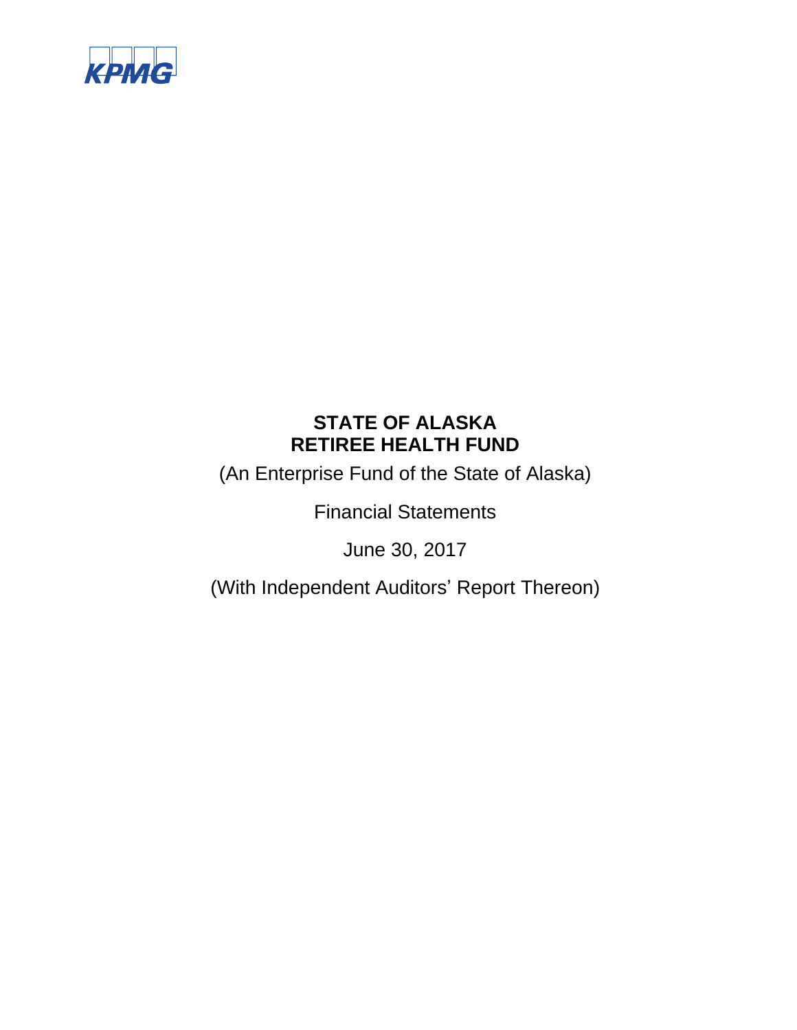KPMG

# STATE OF ALASKA
# RETIREE HEALTH FUND

(An Enterprise Fund of the State of Alaska)

Financial Statements

June 30, 2017

(With Independent Auditors' Report Thereon)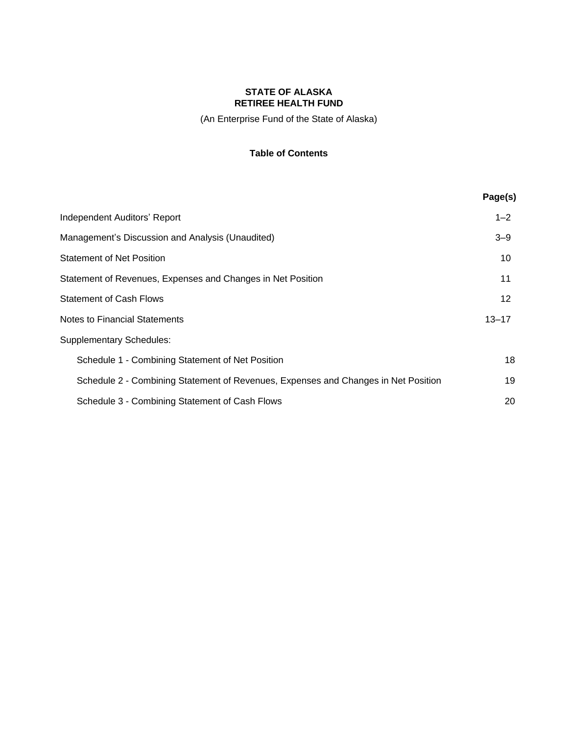**STATE OF ALASKA**
**RETIREE HEALTH FUND**

(An Enterprise Fund of the State of Alaska)

**Table of Contents**

| | Page(s) |
|---|---|
| Independent Auditors' Report | 1–2 |
| Management's Discussion and Analysis (Unaudited) | 3–9 |
| Statement of Net Position | 10 |
| Statement of Revenues, Expenses and Changes in Net Position | 11 |
| Statement of Cash Flows | 12 |
| Notes to Financial Statements | 13–17 |
| Supplementary Schedules: | |
| Schedule 1 - Combining Statement of Net Position | 18 |
| Schedule 2 - Combining Statement of Revenues, Expenses and Changes in Net Position | 19 |
| Schedule 3 - Combining Statement of Cash Flows | 20 |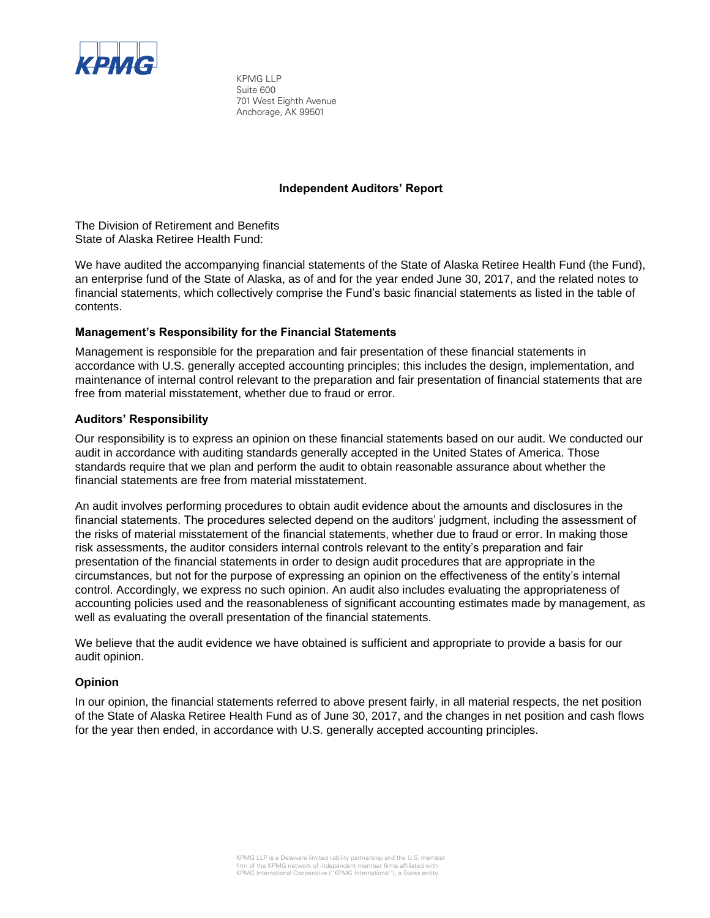KPMG LLP
Suite 600
701 West Eighth Avenue
Anchorage, AK 99501

# Independent Auditors' Report

The Division of Retirement and Benefits
State of Alaska Retiree Health Fund:

We have audited the accompanying financial statements of the State of Alaska Retiree Health Fund (the Fund), an enterprise fund of the State of Alaska, as of and for the year ended June 30, 2017, and the related notes to financial statements, which collectively comprise the Fund's basic financial statements as listed in the table of contents.

### Management's Responsibility for the Financial Statements

Management is responsible for the preparation and fair presentation of these financial statements in accordance with U.S. generally accepted accounting principles; this includes the design, implementation, and maintenance of internal control relevant to the preparation and fair presentation of financial statements that are free from material misstatement, whether due to fraud or error.

### Auditors' Responsibility

Our responsibility is to express an opinion on these financial statements based on our audit. We conducted our audit in accordance with auditing standards generally accepted in the United States of America. Those standards require that we plan and perform the audit to obtain reasonable assurance about whether the financial statements are free from material misstatement.

An audit involves performing procedures to obtain audit evidence about the amounts and disclosures in the financial statements. The procedures selected depend on the auditors' judgment, including the assessment of the risks of material misstatement of the financial statements, whether due to fraud or error. In making those risk assessments, the auditor considers internal controls relevant to the entity's preparation and fair presentation of the financial statements in order to design audit procedures that are appropriate in the circumstances, but not for the purpose of expressing an opinion on the effectiveness of the entity's internal control. Accordingly, we express no such opinion. An audit also includes evaluating the appropriateness of accounting policies used and the reasonableness of significant accounting estimates made by management, as well as evaluating the overall presentation of the financial statements.

We believe that the audit evidence we have obtained is sufficient and appropriate to provide a basis for our audit opinion.

### Opinion

In our opinion, the financial statements referred to above present fairly, in all material respects, the net position of the State of Alaska Retiree Health Fund as of June 30, 2017, and the changes in net position and cash flows for the year then ended, in accordance with U.S. generally accepted accounting principles.

KPMG LLP is a Delaware limited liability partnership and the U.S. member firm of the KPMG network of independent member firms affiliated with KPMG International Cooperative ("KPMG International"), a Swiss entity.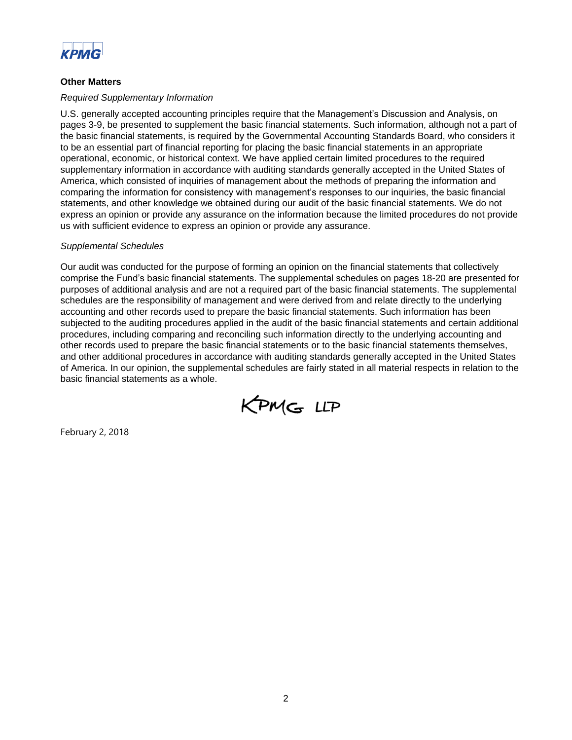**Other Matters**

*Required Supplementary Information*

U.S. generally accepted accounting principles require that the Management's Discussion and Analysis, on pages 3-9, be presented to supplement the basic financial statements. Such information, although not a part of the basic financial statements, is required by the Governmental Accounting Standards Board, who considers it to be an essential part of financial reporting for placing the basic financial statements in an appropriate operational, economic, or historical context. We have applied certain limited procedures to the required supplementary information in accordance with auditing standards generally accepted in the United States of America, which consisted of inquiries of management about the methods of preparing the information and comparing the information for consistency with management's responses to our inquiries, the basic financial statements, and other knowledge we obtained during our audit of the basic financial statements. We do not express an opinion or provide any assurance on the information because the limited procedures do not provide us with sufficient evidence to express an opinion or provide any assurance.

*Supplemental Schedules*

Our audit was conducted for the purpose of forming an opinion on the financial statements that collectively comprise the Fund's basic financial statements. The supplemental schedules on pages 18-20 are presented for purposes of additional analysis and are not a required part of the basic financial statements. The supplemental schedules are the responsibility of management and were derived from and relate directly to the underlying accounting and other records used to prepare the basic financial statements. Such information has been subjected to the auditing procedures applied in the audit of the basic financial statements and certain additional procedures, including comparing and reconciling such information directly to the underlying accounting and other records used to prepare the basic financial statements or to the basic financial statements themselves, and other additional procedures in accordance with auditing standards generally accepted in the United States of America. In our opinion, the supplemental schedules are fairly stated in all material respects in relation to the basic financial statements as a whole.

KPMG LLP

February 2, 2018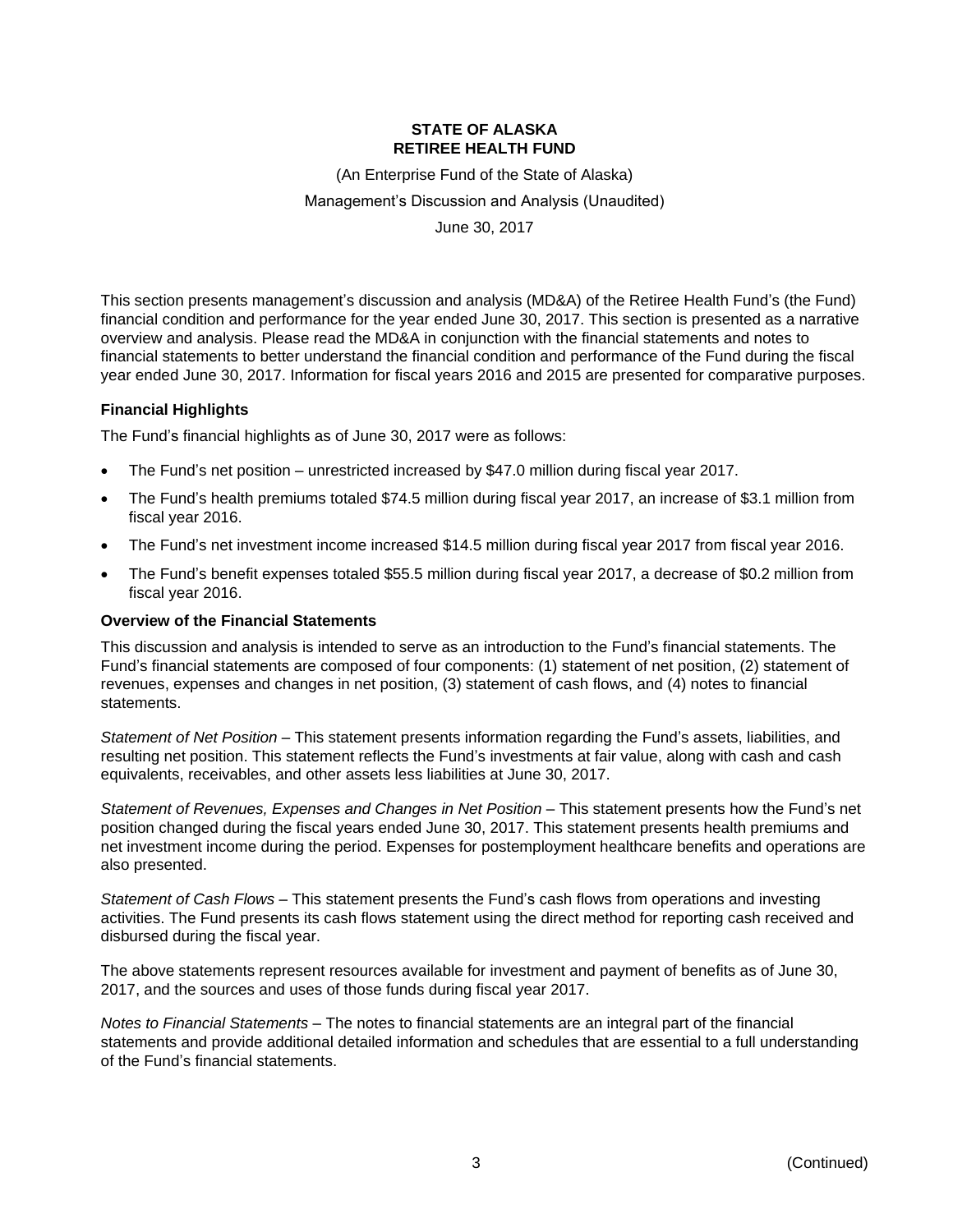**STATE OF ALASKA**
**RETIREE HEALTH FUND**

(An Enterprise Fund of the State of Alaska)

Management's Discussion and Analysis (Unaudited)

June 30, 2017

This section presents management's discussion and analysis (MD&A) of the Retiree Health Fund's (the Fund) financial condition and performance for the year ended June 30, 2017. This section is presented as a narrative overview and analysis. Please read the MD&A in conjunction with the financial statements and notes to financial statements to better understand the financial condition and performance of the Fund during the fiscal year ended June 30, 2017. Information for fiscal years 2016 and 2015 are presented for comparative purposes.

### Financial Highlights

The Fund's financial highlights as of June 30, 2017 were as follows:

- The Fund's net position – unrestricted increased by $47.0 million during fiscal year 2017.
- The Fund's health premiums totaled $74.5 million during fiscal year 2017, an increase of $3.1 million from fiscal year 2016.
- The Fund's net investment income increased $14.5 million during fiscal year 2017 from fiscal year 2016.
- The Fund's benefit expenses totaled $55.5 million during fiscal year 2017, a decrease of $0.2 million from fiscal year 2016.

### Overview of the Financial Statements

This discussion and analysis is intended to serve as an introduction to the Fund's financial statements. The Fund's financial statements are composed of four components: (1) statement of net position, (2) statement of revenues, expenses and changes in net position, (3) statement of cash flows, and (4) notes to financial statements.

*Statement of Net Position* – This statement presents information regarding the Fund's assets, liabilities, and resulting net position. This statement reflects the Fund's investments at fair value, along with cash and cash equivalents, receivables, and other assets less liabilities at June 30, 2017.

*Statement of Revenues, Expenses and Changes in Net Position* – This statement presents how the Fund's net position changed during the fiscal years ended June 30, 2017. This statement presents health premiums and net investment income during the period. Expenses for postemployment healthcare benefits and operations are also presented.

*Statement of Cash Flows* – This statement presents the Fund's cash flows from operations and investing activities. The Fund presents its cash flows statement using the direct method for reporting cash received and disbursed during the fiscal year.

The above statements represent resources available for investment and payment of benefits as of June 30, 2017, and the sources and uses of those funds during fiscal year 2017.

*Notes to Financial Statements* – The notes to financial statements are an integral part of the financial statements and provide additional detailed information and schedules that are essential to a full understanding of the Fund's financial statements.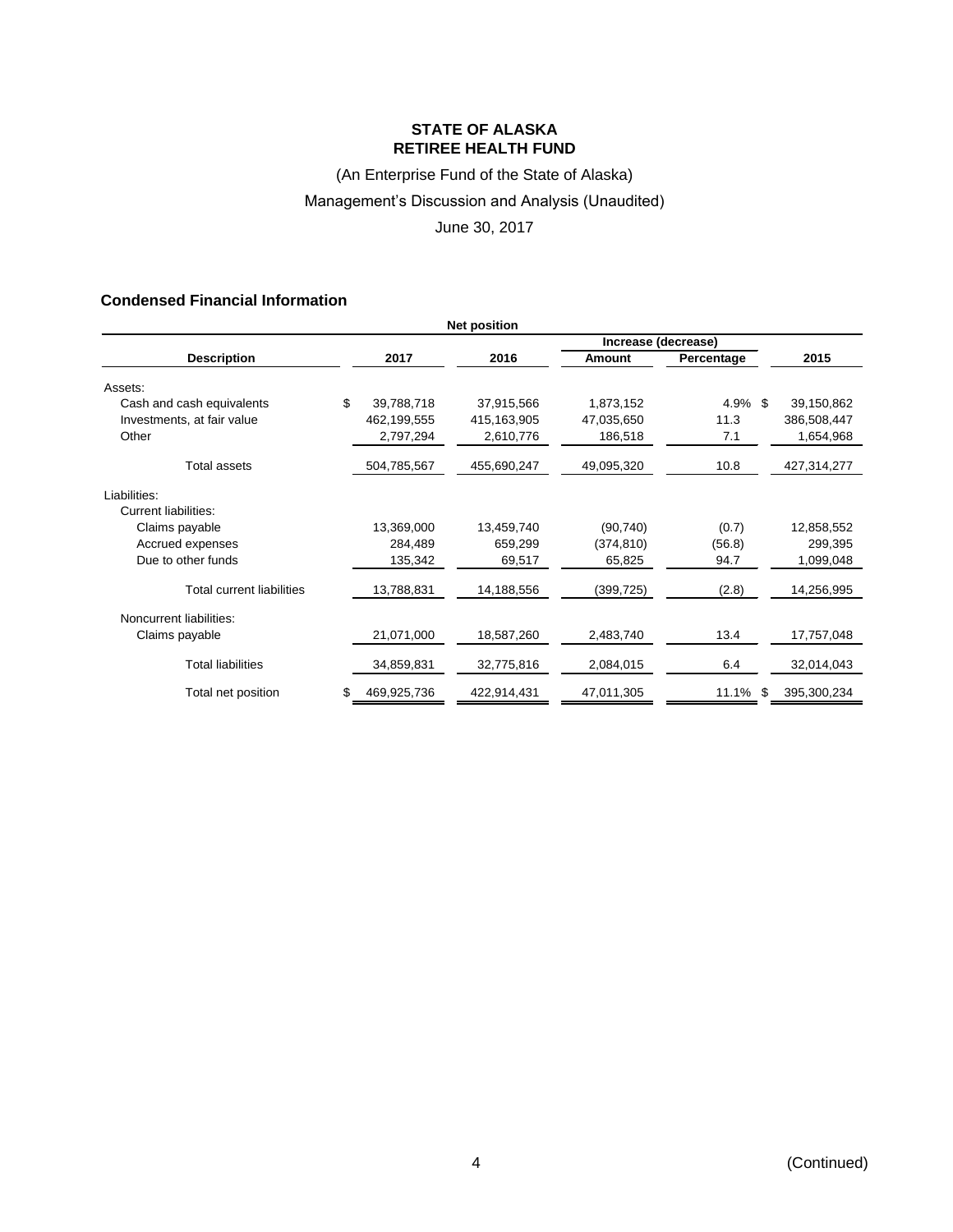# STATE OF ALASKA
# RETIREE HEALTH FUND

(An Enterprise Fund of the State of Alaska)

Management's Discussion and Analysis (Unaudited)

June 30, 2017

## Condensed Financial Information

**Net position**

| Description | 2017 | 2016 | Increase (decrease) Amount | Increase (decrease) Percentage | 2015 |
|---|---|---|---|---|---|
| Assets: | | | | | |
| Cash and cash equivalents | $ 39,788,718 | 37,915,566 | 1,873,152 | 4.9% | $ 39,150,862 |
| Investments, at fair value | 462,199,555 | 415,163,905 | 47,035,650 | 11.3 | 386,508,447 |
| Other | 2,797,294 | 2,610,776 | 186,518 | 7.1 | 1,654,968 |
| Total assets | 504,785,567 | 455,690,247 | 49,095,320 | 10.8 | 427,314,277 |
| Liabilities: | | | | | |
| Current liabilities: | | | | | |
| Claims payable | 13,369,000 | 13,459,740 | (90,740) | (0.7) | 12,858,552 |
| Accrued expenses | 284,489 | 659,299 | (374,810) | (56.8) | 299,395 |
| Due to other funds | 135,342 | 69,517 | 65,825 | 94.7 | 1,099,048 |
| Total current liabilities | 13,788,831 | 14,188,556 | (399,725) | (2.8) | 14,256,995 |
| Noncurrent liabilities: | | | | | |
| Claims payable | 21,071,000 | 18,587,260 | 2,483,740 | 13.4 | 17,757,048 |
| Total liabilities | 34,859,831 | 32,775,816 | 2,084,015 | 6.4 | 32,014,043 |
| Total net position | $ 469,925,736 | 422,914,431 | 47,011,305 | 11.1% | $ 395,300,234 |

(Continued)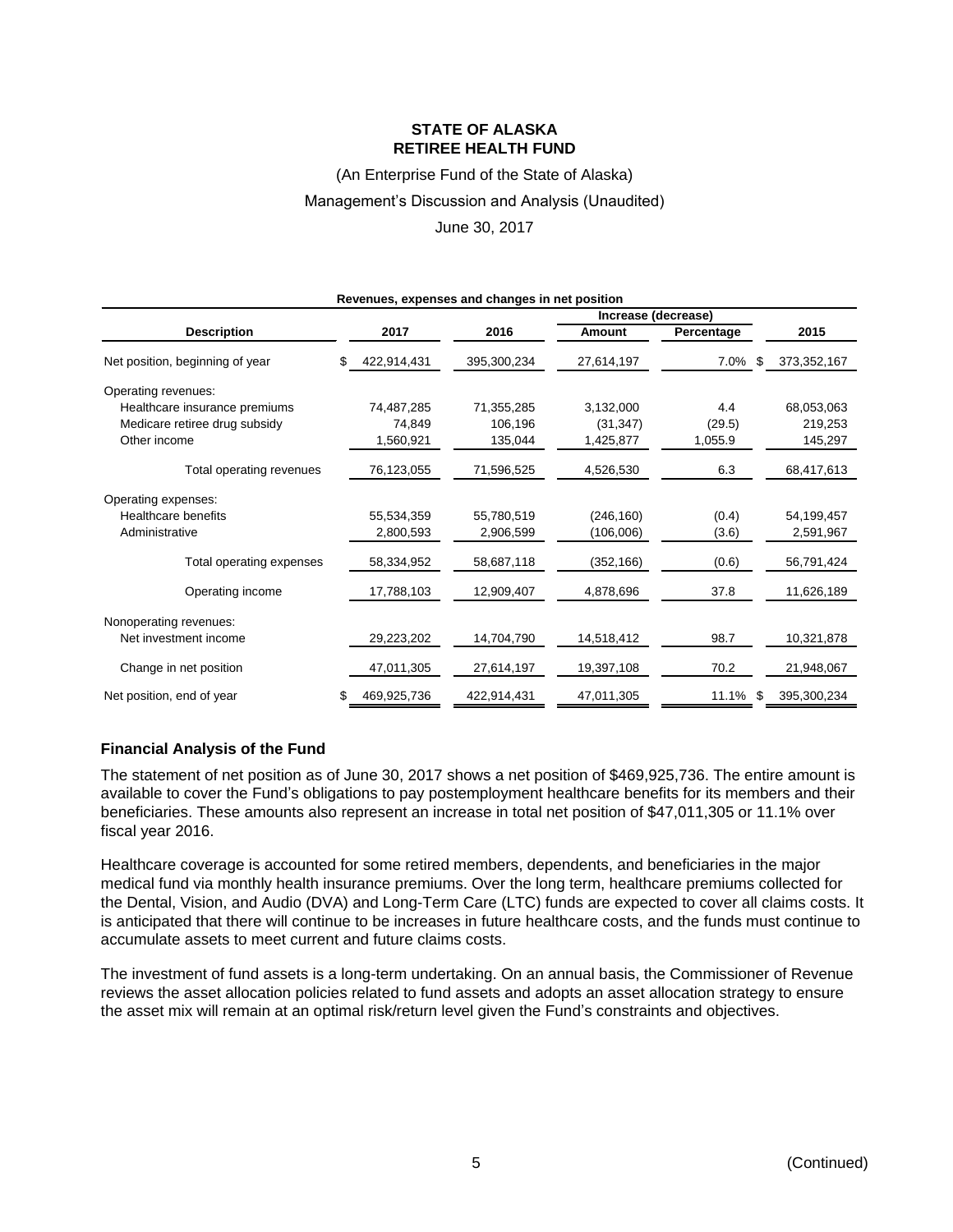# STATE OF ALASKA
# RETIREE HEALTH FUND

(An Enterprise Fund of the State of Alaska)

Management's Discussion and Analysis (Unaudited)

June 30, 2017

**Revenues, expenses and changes in net position**

| Description | 2017 | 2016 | Increase (decrease) Amount | Increase (decrease) Percentage | 2015 |
|---|---|---|---|---|---|
| Net position, beginning of year | $ 422,914,431 | 395,300,234 | 27,614,197 | 7.0% | $ 373,352,167 |
| Operating revenues: | | | | | |
| Healthcare insurance premiums | 74,487,285 | 71,355,285 | 3,132,000 | 4.4 | 68,053,063 |
| Medicare retiree drug subsidy | 74,849 | 106,196 | (31,347) | (29.5) | 219,253 |
| Other income | 1,560,921 | 135,044 | 1,425,877 | 1,055.9 | 145,297 |
| Total operating revenues | 76,123,055 | 71,596,525 | 4,526,530 | 6.3 | 68,417,613 |
| Operating expenses: | | | | | |
| Healthcare benefits | 55,534,359 | 55,780,519 | (246,160) | (0.4) | 54,199,457 |
| Administrative | 2,800,593 | 2,906,599 | (106,006) | (3.6) | 2,591,967 |
| Total operating expenses | 58,334,952 | 58,687,118 | (352,166) | (0.6) | 56,791,424 |
| Operating income | 17,788,103 | 12,909,407 | 4,878,696 | 37.8 | 11,626,189 |
| Nonoperating revenues: | | | | | |
| Net investment income | 29,223,202 | 14,704,790 | 14,518,412 | 98.7 | 10,321,878 |
| Change in net position | 47,011,305 | 27,614,197 | 19,397,108 | 70.2 | 21,948,067 |
| Net position, end of year | $ 469,925,736 | 422,914,431 | 47,011,305 | 11.1% | $ 395,300,234 |

## Financial Analysis of the Fund

The statement of net position as of June 30, 2017 shows a net position of $469,925,736. The entire amount is available to cover the Fund's obligations to pay postemployment healthcare benefits for its members and their beneficiaries. These amounts also represent an increase in total net position of $47,011,305 or 11.1% over fiscal year 2016.

Healthcare coverage is accounted for some retired members, dependents, and beneficiaries in the major medical fund via monthly health insurance premiums. Over the long term, healthcare premiums collected for the Dental, Vision, and Audio (DVA) and Long-Term Care (LTC) funds are expected to cover all claims costs. It is anticipated that there will continue to be increases in future healthcare costs, and the funds must continue to accumulate assets to meet current and future claims costs.

The investment of fund assets is a long-term undertaking. On an annual basis, the Commissioner of Revenue reviews the asset allocation policies related to fund assets and adopts an asset allocation strategy to ensure the asset mix will remain at an optimal risk/return level given the Fund's constraints and objectives.

(Continued)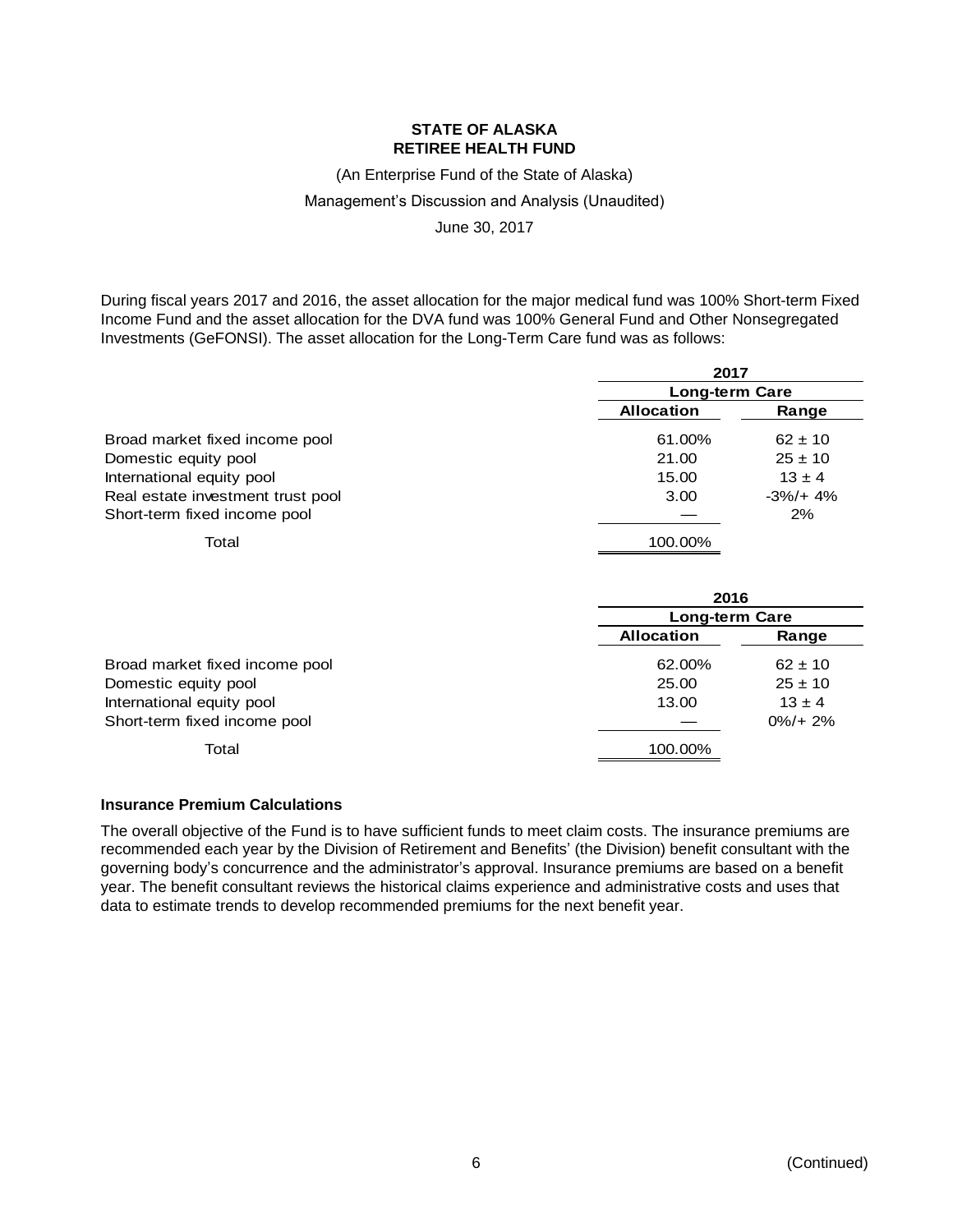**STATE OF ALASKA**
**RETIREE HEALTH FUND**

(An Enterprise Fund of the State of Alaska)

Management's Discussion and Analysis (Unaudited)

June 30, 2017

During fiscal years 2017 and 2016, the asset allocation for the major medical fund was 100% Short-term Fixed Income Fund and the asset allocation for the DVA fund was 100% General Fund and Other Nonsegregated Investments (GeFONSI). The asset allocation for the Long-Term Care fund was as follows:

| | 2017 | |
|---|---|---|
| | Long-term Care | |
| | Allocation | Range |
| Broad market fixed income pool | 61.00% | 62 ± 10 |
| Domestic equity pool | 21.00 | 25 ± 10 |
| International equity pool | 15.00 | 13 ± 4 |
| Real estate investment trust pool | 3.00 | -3%/+ 4% |
| Short-term fixed income pool | — | 2% |
| Total | 100.00% | |

| | 2016 | |
|---|---|---|
| | Long-term Care | |
| | Allocation | Range |
| Broad market fixed income pool | 62.00% | 62 ± 10 |
| Domestic equity pool | 25.00 | 25 ± 10 |
| International equity pool | 13.00 | 13 ± 4 |
| Short-term fixed income pool | — | 0%/+ 2% |
| Total | 100.00% | |

### Insurance Premium Calculations

The overall objective of the Fund is to have sufficient funds to meet claim costs. The insurance premiums are recommended each year by the Division of Retirement and Benefits' (the Division) benefit consultant with the governing body's concurrence and the administrator's approval. Insurance premiums are based on a benefit year. The benefit consultant reviews the historical claims experience and administrative costs and uses that data to estimate trends to develop recommended premiums for the next benefit year.

(Continued)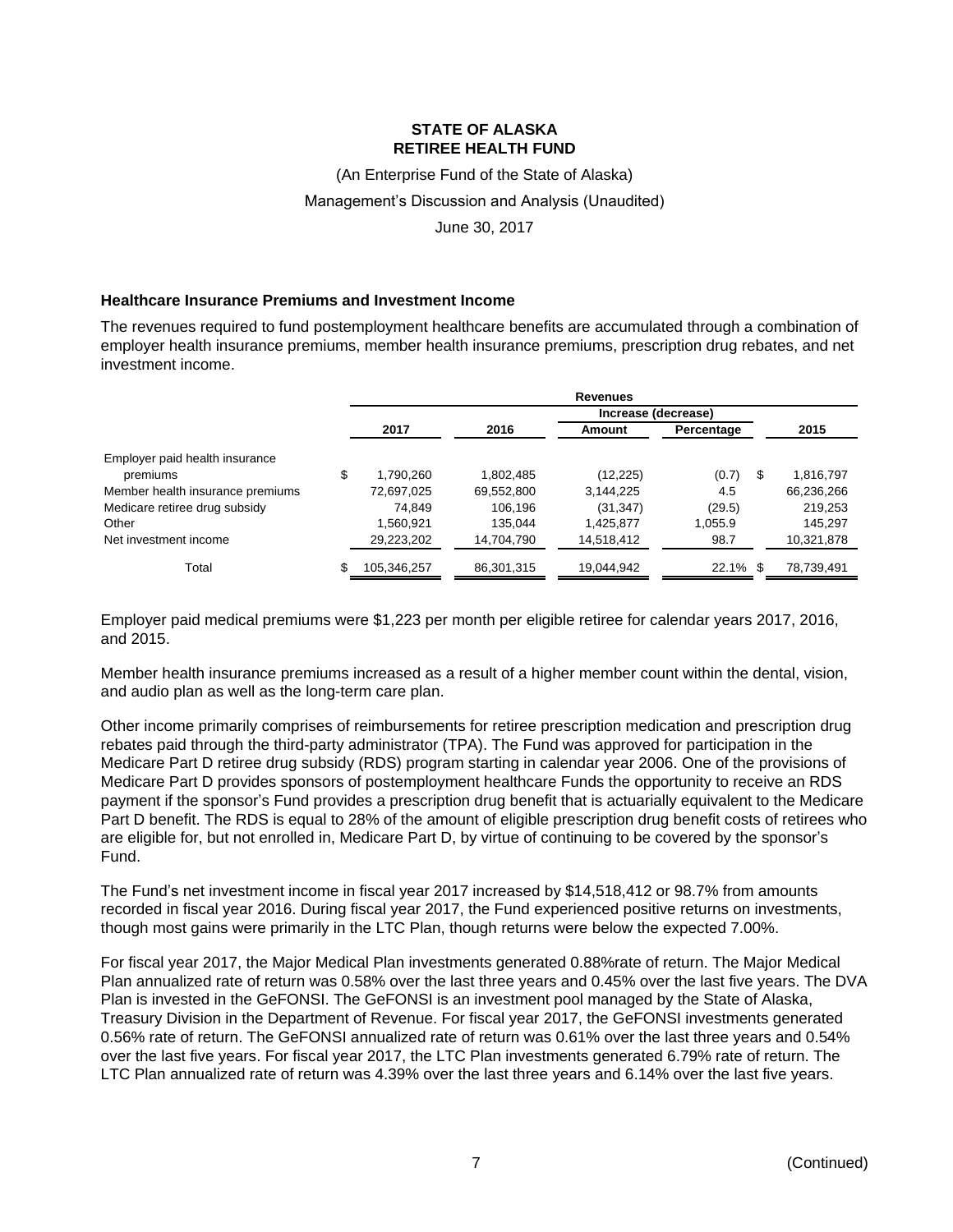**STATE OF ALASKA**
**RETIREE HEALTH FUND**

(An Enterprise Fund of the State of Alaska)

Management's Discussion and Analysis (Unaudited)

June 30, 2017

### Healthcare Insurance Premiums and Investment Income

The revenues required to fund postemployment healthcare benefits are accumulated through a combination of employer health insurance premiums, member health insurance premiums, prescription drug rebates, and net investment income.

| | Revenues | | | | |
|---|---|---|---|---|---|
| | | | Increase (decrease) | | |
| | 2017 | 2016 | Amount | Percentage | 2015 |
| Employer paid health insurance premiums | $ 1,790,260 | 1,802,485 | (12,225) | (0.7) | $ 1,816,797 |
| Member health insurance premiums | 72,697,025 | 69,552,800 | 3,144,225 | 4.5 | 66,236,266 |
| Medicare retiree drug subsidy | 74,849 | 106,196 | (31,347) | (29.5) | 219,253 |
| Other | 1,560,921 | 135,044 | 1,425,877 | 1,055.9 | 145,297 |
| Net investment income | 29,223,202 | 14,704,790 | 14,518,412 | 98.7 | 10,321,878 |
| Total | $ 105,346,257 | 86,301,315 | 19,044,942 | 22.1% | $ 78,739,491 |

Employer paid medical premiums were $1,223 per month per eligible retiree for calendar years 2017, 2016, and 2015.

Member health insurance premiums increased as a result of a higher member count within the dental, vision, and audio plan as well as the long-term care plan.

Other income primarily comprises of reimbursements for retiree prescription medication and prescription drug rebates paid through the third-party administrator (TPA). The Fund was approved for participation in the Medicare Part D retiree drug subsidy (RDS) program starting in calendar year 2006. One of the provisions of Medicare Part D provides sponsors of postemployment healthcare Funds the opportunity to receive an RDS payment if the sponsor's Fund provides a prescription drug benefit that is actuarially equivalent to the Medicare Part D benefit. The RDS is equal to 28% of the amount of eligible prescription drug benefit costs of retirees who are eligible for, but not enrolled in, Medicare Part D, by virtue of continuing to be covered by the sponsor's Fund.

The Fund's net investment income in fiscal year 2017 increased by $14,518,412 or 98.7% from amounts recorded in fiscal year 2016. During fiscal year 2017, the Fund experienced positive returns on investments, though most gains were primarily in the LTC Plan, though returns were below the expected 7.00%.

For fiscal year 2017, the Major Medical Plan investments generated 0.88%rate of return. The Major Medical Plan annualized rate of return was 0.58% over the last three years and 0.45% over the last five years. The DVA Plan is invested in the GeFONSI. The GeFONSI is an investment pool managed by the State of Alaska, Treasury Division in the Department of Revenue. For fiscal year 2017, the GeFONSI investments generated 0.56% rate of return. The GeFONSI annualized rate of return was 0.61% over the last three years and 0.54% over the last five years. For fiscal year 2017, the LTC Plan investments generated 6.79% rate of return. The LTC Plan annualized rate of return was 4.39% over the last three years and 6.14% over the last five years.

(Continued)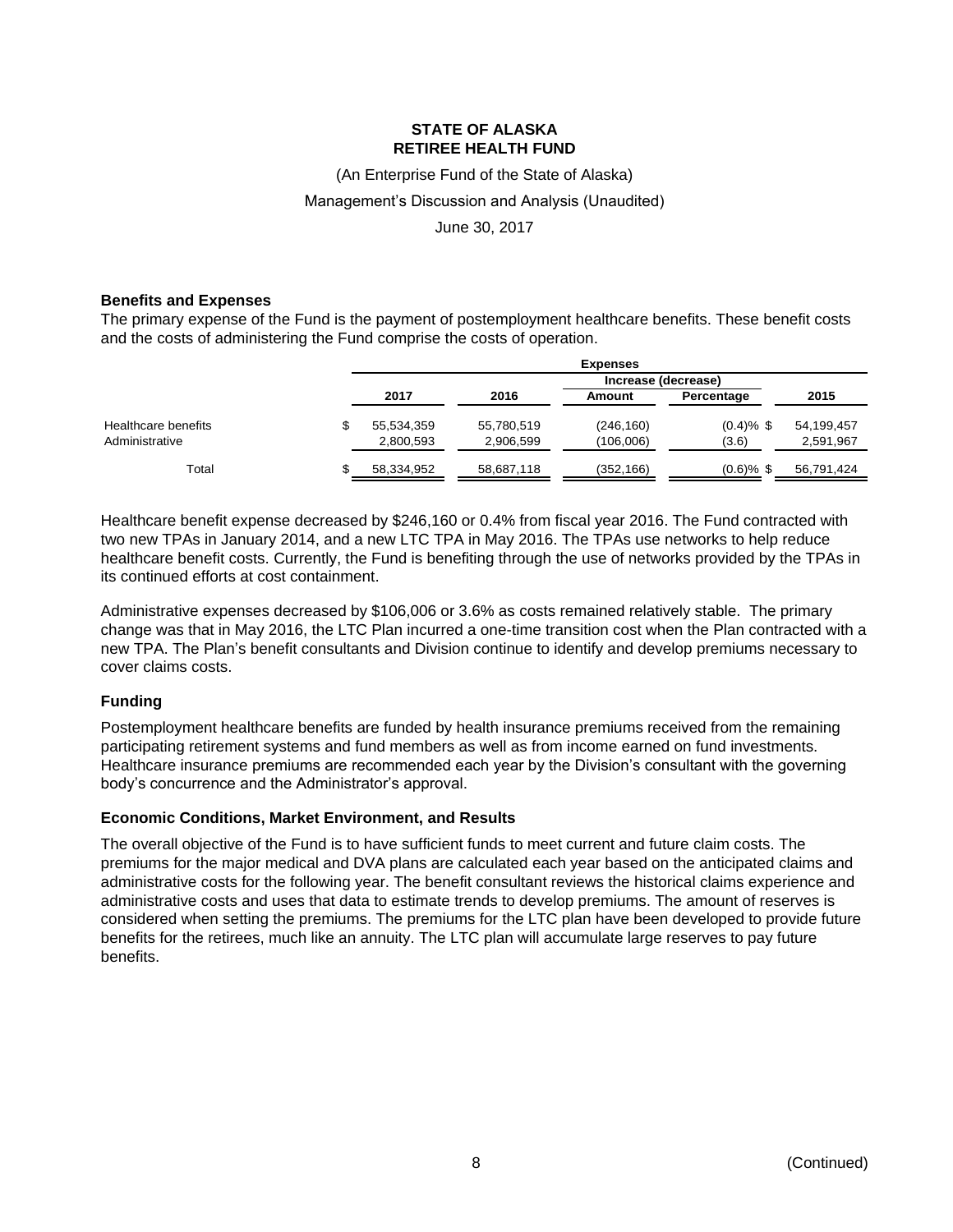# STATE OF ALASKA
# RETIREE HEALTH FUND

(An Enterprise Fund of the State of Alaska)

Management's Discussion and Analysis (Unaudited)

June 30, 2017

### Benefits and Expenses

The primary expense of the Fund is the payment of postemployment healthcare benefits. These benefit costs and the costs of administering the Fund comprise the costs of operation.

| | Expenses | | | | |
|---|---|---|---|---|---|
| | | | Increase (decrease) | | |
| | 2017 | 2016 | Amount | Percentage | 2015 |
| Healthcare benefits | $ 55,534,359 | 55,780,519 | (246,160) | (0.4)% | $ 54,199,457 |
| Administrative | 2,800,593 | 2,906,599 | (106,006) | (3.6) | 2,591,967 |
| Total | $ 58,334,952 | 58,687,118 | (352,166) | (0.6)% | $ 56,791,424 |

Healthcare benefit expense decreased by $246,160 or 0.4% from fiscal year 2016. The Fund contracted with two new TPAs in January 2014, and a new LTC TPA in May 2016. The TPAs use networks to help reduce healthcare benefit costs. Currently, the Fund is benefiting through the use of networks provided by the TPAs in its continued efforts at cost containment.

Administrative expenses decreased by $106,006 or 3.6% as costs remained relatively stable. The primary change was that in May 2016, the LTC Plan incurred a one-time transition cost when the Plan contracted with a new TPA. The Plan's benefit consultants and Division continue to identify and develop premiums necessary to cover claims costs.

### Funding

Postemployment healthcare benefits are funded by health insurance premiums received from the remaining participating retirement systems and fund members as well as from income earned on fund investments. Healthcare insurance premiums are recommended each year by the Division's consultant with the governing body's concurrence and the Administrator's approval.

### Economic Conditions, Market Environment, and Results

The overall objective of the Fund is to have sufficient funds to meet current and future claim costs. The premiums for the major medical and DVA plans are calculated each year based on the anticipated claims and administrative costs for the following year. The benefit consultant reviews the historical claims experience and administrative costs and uses that data to estimate trends to develop premiums. The amount of reserves is considered when setting the premiums. The premiums for the LTC plan have been developed to provide future benefits for the retirees, much like an annuity. The LTC plan will accumulate large reserves to pay future benefits.

(Continued)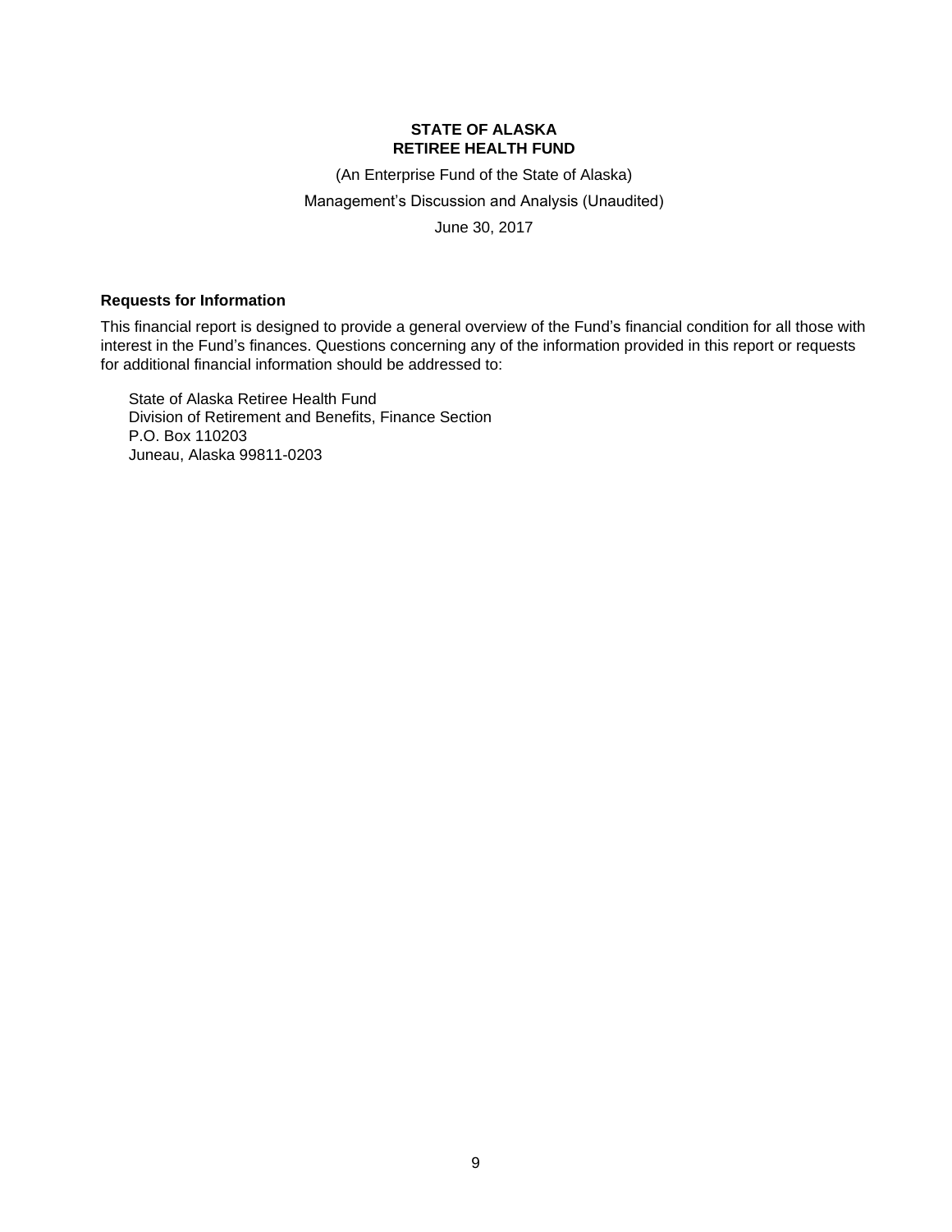**STATE OF ALASKA**
**RETIREE HEALTH FUND**

(An Enterprise Fund of the State of Alaska)

Management's Discussion and Analysis (Unaudited)

June 30, 2017

### Requests for Information

This financial report is designed to provide a general overview of the Fund's financial condition for all those with interest in the Fund's finances. Questions concerning any of the information provided in this report or requests for additional financial information should be addressed to:

State of Alaska Retiree Health Fund
Division of Retirement and Benefits, Finance Section
P.O. Box 110203
Juneau, Alaska 99811-0203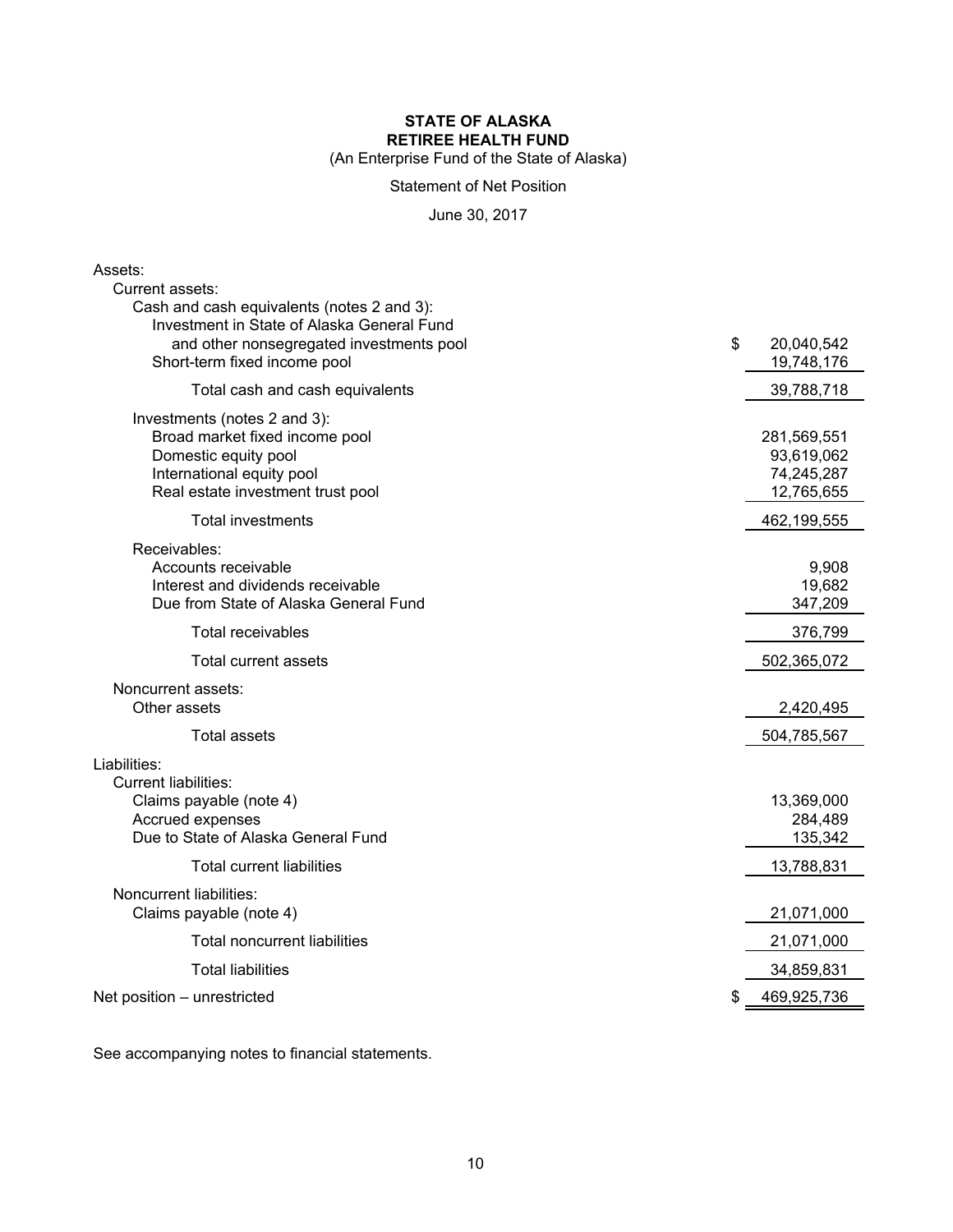**STATE OF ALASKA**
**RETIREE HEALTH FUND**
(An Enterprise Fund of the State of Alaska)

Statement of Net Position

June 30, 2017

| | |
|---|---|
| Assets: | |
| Current assets: | |
| Cash and cash equivalents (notes 2 and 3): | |
| Investment in State of Alaska General Fund and other nonsegregated investments pool | $ 20,040,542 |
| Short-term fixed income pool | 19,748,176 |
| Total cash and cash equivalents | 39,788,718 |
| Investments (notes 2 and 3): | |
| Broad market fixed income pool | 281,569,551 |
| Domestic equity pool | 93,619,062 |
| International equity pool | 74,245,287 |
| Real estate investment trust pool | 12,765,655 |
| Total investments | 462,199,555 |
| Receivables: | |
| Accounts receivable | 9,908 |
| Interest and dividends receivable | 19,682 |
| Due from State of Alaska General Fund | 347,209 |
| Total receivables | 376,799 |
| Total current assets | 502,365,072 |
| Noncurrent assets: | |
| Other assets | 2,420,495 |
| Total assets | 504,785,567 |
| Liabilities: | |
| Current liabilities: | |
| Claims payable (note 4) | 13,369,000 |
| Accrued expenses | 284,489 |
| Due to State of Alaska General Fund | 135,342 |
| Total current liabilities | 13,788,831 |
| Noncurrent liabilities: | |
| Claims payable (note 4) | 21,071,000 |
| Total noncurrent liabilities | 21,071,000 |
| Total liabilities | 34,859,831 |
| Net position – unrestricted | $ 469,925,736 |

See accompanying notes to financial statements.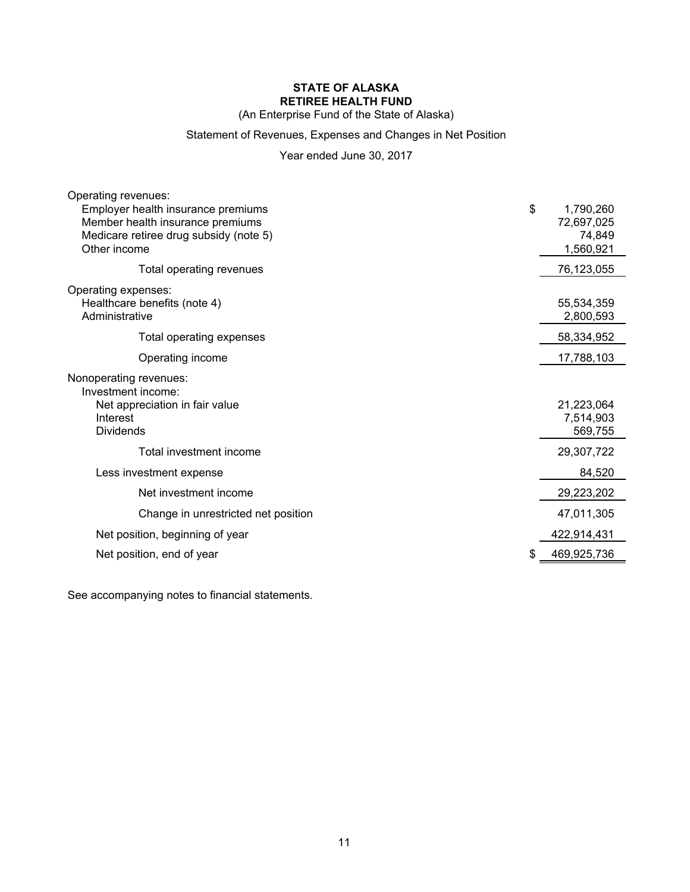# STATE OF ALASKA
## RETIREE HEALTH FUND

(An Enterprise Fund of the State of Alaska)

Statement of Revenues, Expenses and Changes in Net Position

Year ended June 30, 2017

| | |
|---|---|
| Operating revenues: | |
| Employer health insurance premiums | $ 1,790,260 |
| Member health insurance premiums | 72,697,025 |
| Medicare retiree drug subsidy (note 5) | 74,849 |
| Other income | 1,560,921 |
| Total operating revenues | 76,123,055 |
| Operating expenses: | |
| Healthcare benefits (note 4) | 55,534,359 |
| Administrative | 2,800,593 |
| Total operating expenses | 58,334,952 |
| Operating income | 17,788,103 |
| Nonoperating revenues: | |
| Investment income: | |
| Net appreciation in fair value | 21,223,064 |
| Interest | 7,514,903 |
| Dividends | 569,755 |
| Total investment income | 29,307,722 |
| Less investment expense | 84,520 |
| Net investment income | 29,223,202 |
| Change in unrestricted net position | 47,011,305 |
| Net position, beginning of year | 422,914,431 |
| Net position, end of year | $ 469,925,736 |

See accompanying notes to financial statements.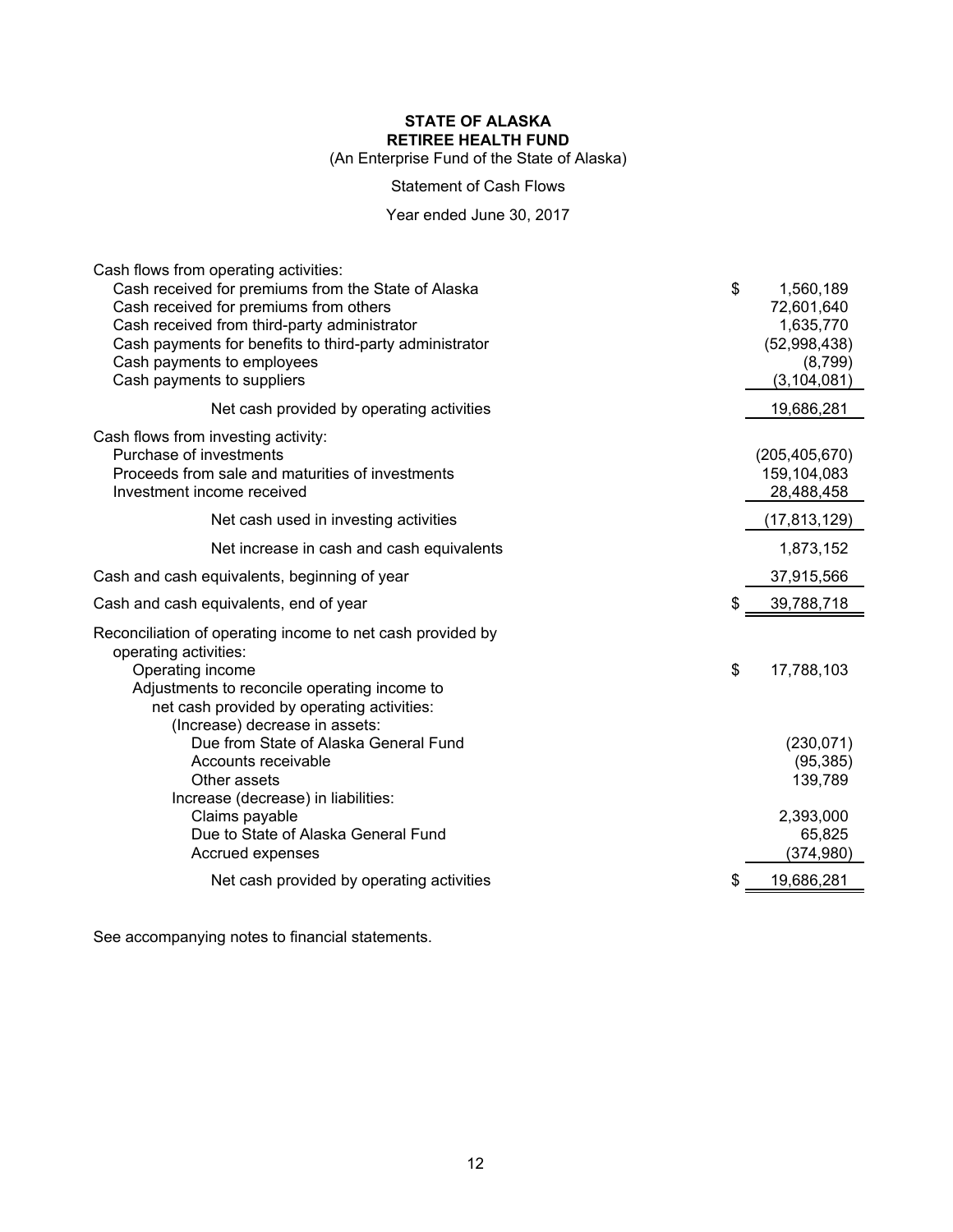**STATE OF ALASKA**
**RETIREE HEALTH FUND**
(An Enterprise Fund of the State of Alaska)

Statement of Cash Flows

Year ended June 30, 2017

| | |
|---|---|
| Cash flows from operating activities: | |
| Cash received for premiums from the State of Alaska | $ 1,560,189 |
| Cash received for premiums from others | 72,601,640 |
| Cash received from third-party administrator | 1,635,770 |
| Cash payments for benefits to third-party administrator | (52,998,438) |
| Cash payments to employees | (8,799) |
| Cash payments to suppliers | (3,104,081) |
| Net cash provided by operating activities | 19,686,281 |
| Cash flows from investing activity: | |
| Purchase of investments | (205,405,670) |
| Proceeds from sale and maturities of investments | 159,104,083 |
| Investment income received | 28,488,458 |
| Net cash used in investing activities | (17,813,129) |
| Net increase in cash and cash equivalents | 1,873,152 |
| Cash and cash equivalents, beginning of year | 37,915,566 |
| Cash and cash equivalents, end of year | $ 39,788,718 |
| Reconciliation of operating income to net cash provided by operating activities: | |
| Operating income | $ 17,788,103 |
| Adjustments to reconcile operating income to net cash provided by operating activities: | |
| (Increase) decrease in assets: | |
| Due from State of Alaska General Fund | (230,071) |
| Accounts receivable | (95,385) |
| Other assets | 139,789 |
| Increase (decrease) in liabilities: | |
| Claims payable | 2,393,000 |
| Due to State of Alaska General Fund | 65,825 |
| Accrued expenses | (374,980) |
| Net cash provided by operating activities | $ 19,686,281 |

See accompanying notes to financial statements.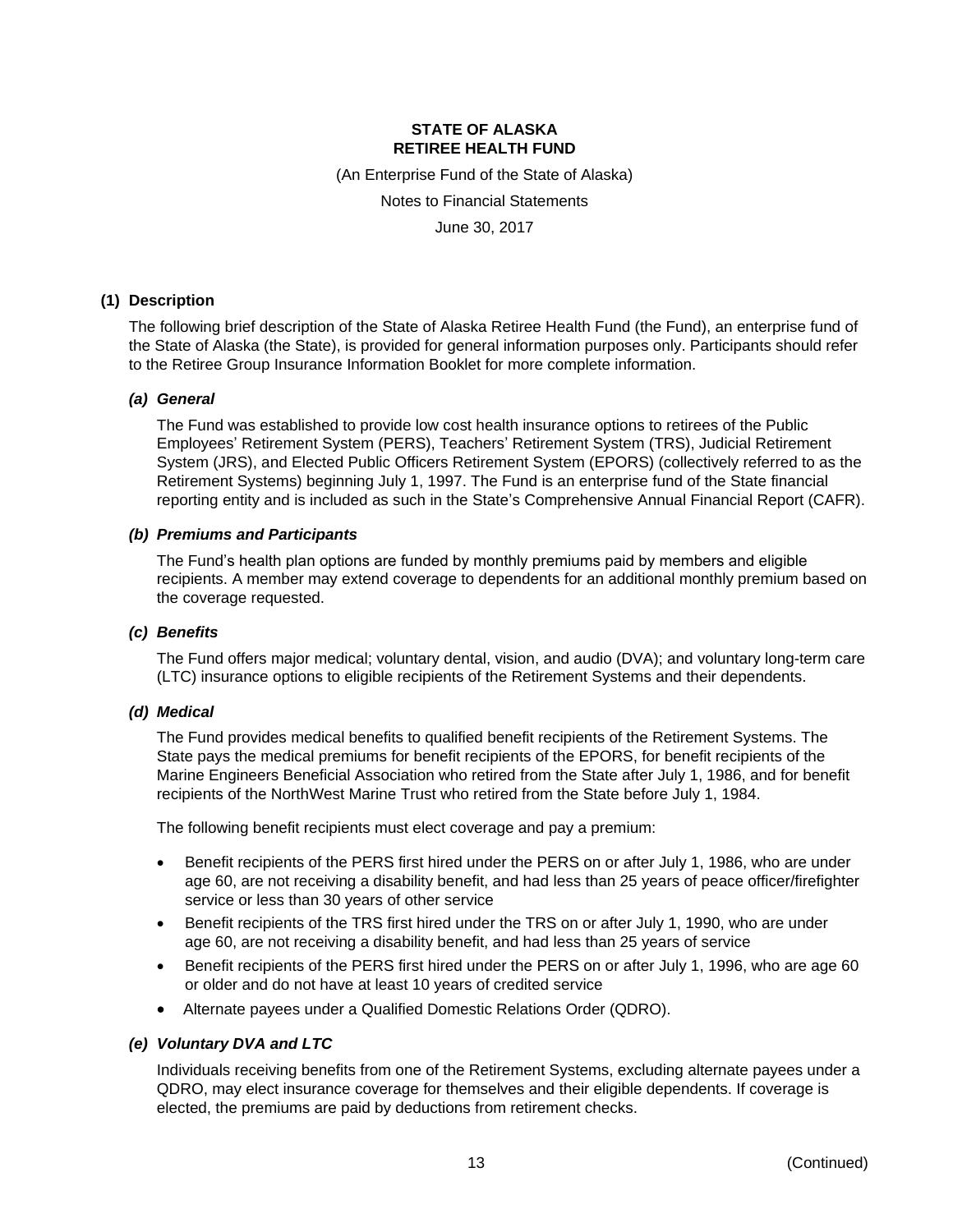**STATE OF ALASKA**
**RETIREE HEALTH FUND**

(An Enterprise Fund of the State of Alaska)

Notes to Financial Statements

June 30, 2017

## (1) Description

The following brief description of the State of Alaska Retiree Health Fund (the Fund), an enterprise fund of the State of Alaska (the State), is provided for general information purposes only. Participants should refer to the Retiree Group Insurance Information Booklet for more complete information.

### *(a) General*

The Fund was established to provide low cost health insurance options to retirees of the Public Employees' Retirement System (PERS), Teachers' Retirement System (TRS), Judicial Retirement System (JRS), and Elected Public Officers Retirement System (EPORS) (collectively referred to as the Retirement Systems) beginning July 1, 1997. The Fund is an enterprise fund of the State financial reporting entity and is included as such in the State's Comprehensive Annual Financial Report (CAFR).

### *(b) Premiums and Participants*

The Fund's health plan options are funded by monthly premiums paid by members and eligible recipients. A member may extend coverage to dependents for an additional monthly premium based on the coverage requested.

### *(c) Benefits*

The Fund offers major medical; voluntary dental, vision, and audio (DVA); and voluntary long-term care (LTC) insurance options to eligible recipients of the Retirement Systems and their dependents.

### *(d) Medical*

The Fund provides medical benefits to qualified benefit recipients of the Retirement Systems. The State pays the medical premiums for benefit recipients of the EPORS, for benefit recipients of the Marine Engineers Beneficial Association who retired from the State after July 1, 1986, and for benefit recipients of the NorthWest Marine Trust who retired from the State before July 1, 1984.

The following benefit recipients must elect coverage and pay a premium:

- Benefit recipients of the PERS first hired under the PERS on or after July 1, 1986, who are under age 60, are not receiving a disability benefit, and had less than 25 years of peace officer/firefighter service or less than 30 years of other service
- Benefit recipients of the TRS first hired under the TRS on or after July 1, 1990, who are under age 60, are not receiving a disability benefit, and had less than 25 years of service
- Benefit recipients of the PERS first hired under the PERS on or after July 1, 1996, who are age 60 or older and do not have at least 10 years of credited service
- Alternate payees under a Qualified Domestic Relations Order (QDRO).

### *(e) Voluntary DVA and LTC*

Individuals receiving benefits from one of the Retirement Systems, excluding alternate payees under a QDRO, may elect insurance coverage for themselves and their eligible dependents. If coverage is elected, the premiums are paid by deductions from retirement checks.

(Continued)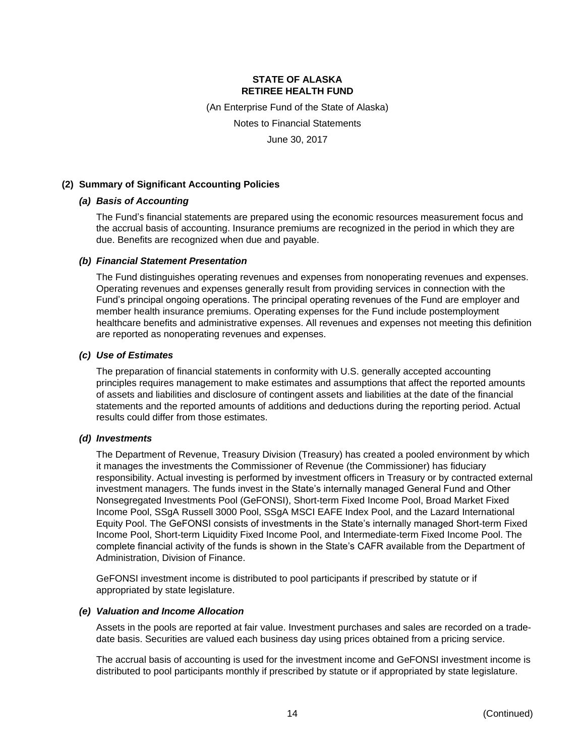## (2) Summary of Significant Accounting Policies

### *(a) Basis of Accounting*

The Fund's financial statements are prepared using the economic resources measurement focus and the accrual basis of accounting. Insurance premiums are recognized in the period in which they are due. Benefits are recognized when due and payable.

### *(b) Financial Statement Presentation*

The Fund distinguishes operating revenues and expenses from nonoperating revenues and expenses. Operating revenues and expenses generally result from providing services in connection with the Fund's principal ongoing operations. The principal operating revenues of the Fund are employer and member health insurance premiums. Operating expenses for the Fund include postemployment healthcare benefits and administrative expenses. All revenues and expenses not meeting this definition are reported as nonoperating revenues and expenses.

### *(c) Use of Estimates*

The preparation of financial statements in conformity with U.S. generally accepted accounting principles requires management to make estimates and assumptions that affect the reported amounts of assets and liabilities and disclosure of contingent assets and liabilities at the date of the financial statements and the reported amounts of additions and deductions during the reporting period. Actual results could differ from those estimates.

### *(d) Investments*

The Department of Revenue, Treasury Division (Treasury) has created a pooled environment by which it manages the investments the Commissioner of Revenue (the Commissioner) has fiduciary responsibility. Actual investing is performed by investment officers in Treasury or by contracted external investment managers. The funds invest in the State's internally managed General Fund and Other Nonsegregated Investments Pool (GeFONSI), Short-term Fixed Income Pool, Broad Market Fixed Income Pool, SSgA Russell 3000 Pool, SSgA MSCI EAFE Index Pool, and the Lazard International Equity Pool. The GeFONSI consists of investments in the State's internally managed Short-term Fixed Income Pool, Short-term Liquidity Fixed Income Pool, and Intermediate-term Fixed Income Pool. The complete financial activity of the funds is shown in the State's CAFR available from the Department of Administration, Division of Finance.

GeFONSI investment income is distributed to pool participants if prescribed by statute or if appropriated by state legislature.

### *(e) Valuation and Income Allocation*

Assets in the pools are reported at fair value. Investment purchases and sales are recorded on a trade-date basis. Securities are valued each business day using prices obtained from a pricing service.

The accrual basis of accounting is used for the investment income and GeFONSI investment income is distributed to pool participants monthly if prescribed by statute or if appropriated by state legislature.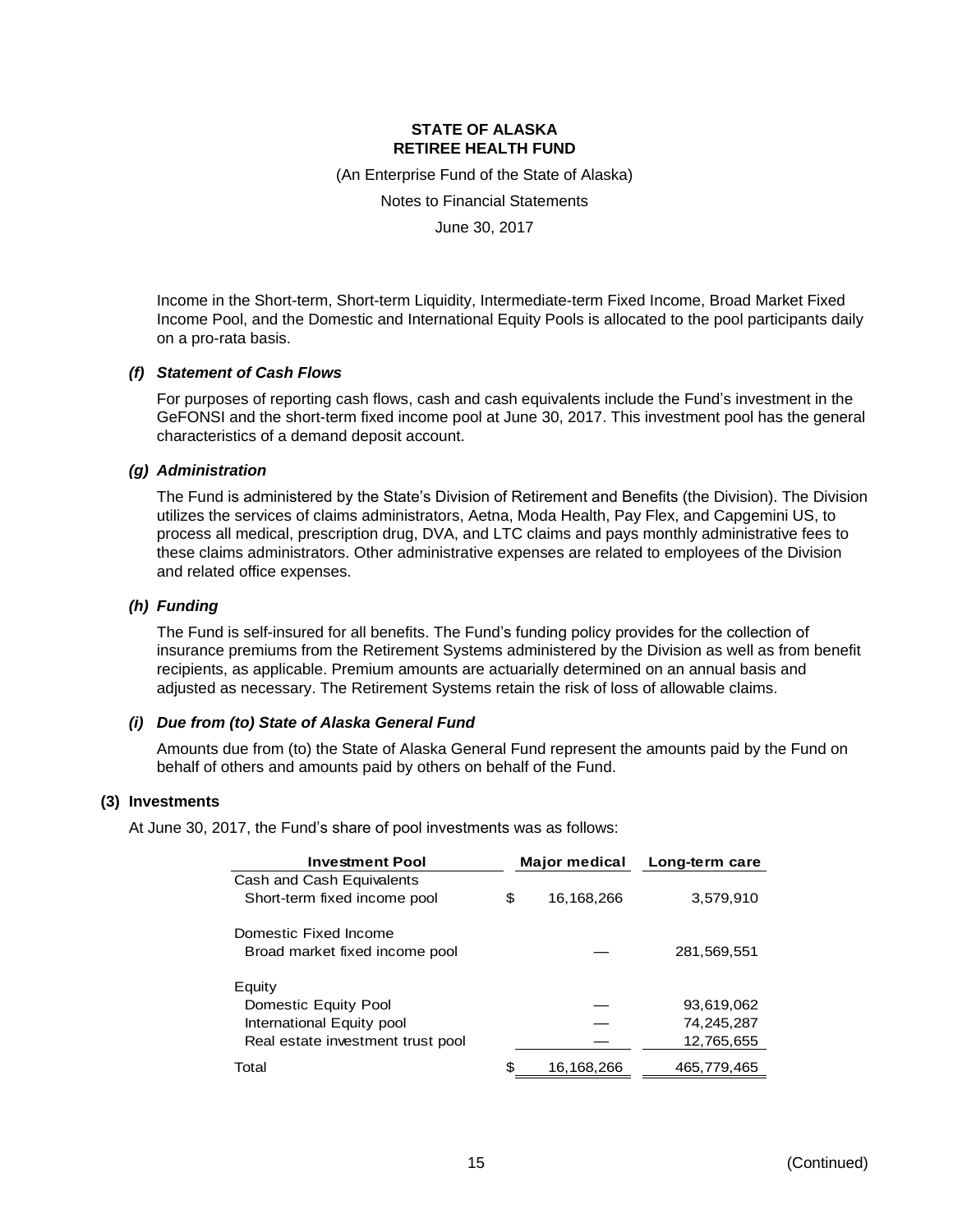# STATE OF ALASKA
# RETIREE HEALTH FUND

(An Enterprise Fund of the State of Alaska)

Notes to Financial Statements

June 30, 2017

Income in the Short-term, Short-term Liquidity, Intermediate-term Fixed Income, Broad Market Fixed Income Pool, and the Domestic and International Equity Pools is allocated to the pool participants daily on a pro-rata basis.

### *(f) Statement of Cash Flows*

For purposes of reporting cash flows, cash and cash equivalents include the Fund's investment in the GeFONSI and the short-term fixed income pool at June 30, 2017. This investment pool has the general characteristics of a demand deposit account.

### *(g) Administration*

The Fund is administered by the State's Division of Retirement and Benefits (the Division). The Division utilizes the services of claims administrators, Aetna, Moda Health, Pay Flex, and Capgemini US, to process all medical, prescription drug, DVA, and LTC claims and pays monthly administrative fees to these claims administrators. Other administrative expenses are related to employees of the Division and related office expenses.

### *(h) Funding*

The Fund is self-insured for all benefits. The Fund's funding policy provides for the collection of insurance premiums from the Retirement Systems administered by the Division as well as from benefit recipients, as applicable. Premium amounts are actuarially determined on an annual basis and adjusted as necessary. The Retirement Systems retain the risk of loss of allowable claims.

### *(i) Due from (to) State of Alaska General Fund*

Amounts due from (to) the State of Alaska General Fund represent the amounts paid by the Fund on behalf of others and amounts paid by others on behalf of the Fund.

## (3) Investments

At June 30, 2017, the Fund's share of pool investments was as follows:

| Investment Pool | Major medical | Long-term care |
|---|---|---|
| Cash and Cash Equivalents | | |
| Short-term fixed income pool | $ 16,168,266 | 3,579,910 |
| Domestic Fixed Income | | |
| Broad market fixed income pool | — | 281,569,551 |
| Equity | | |
| Domestic Equity Pool | — | 93,619,062 |
| International Equity pool | — | 74,245,287 |
| Real estate investment trust pool | — | 12,765,655 |
| Total | $ 16,168,266 | 465,779,465 |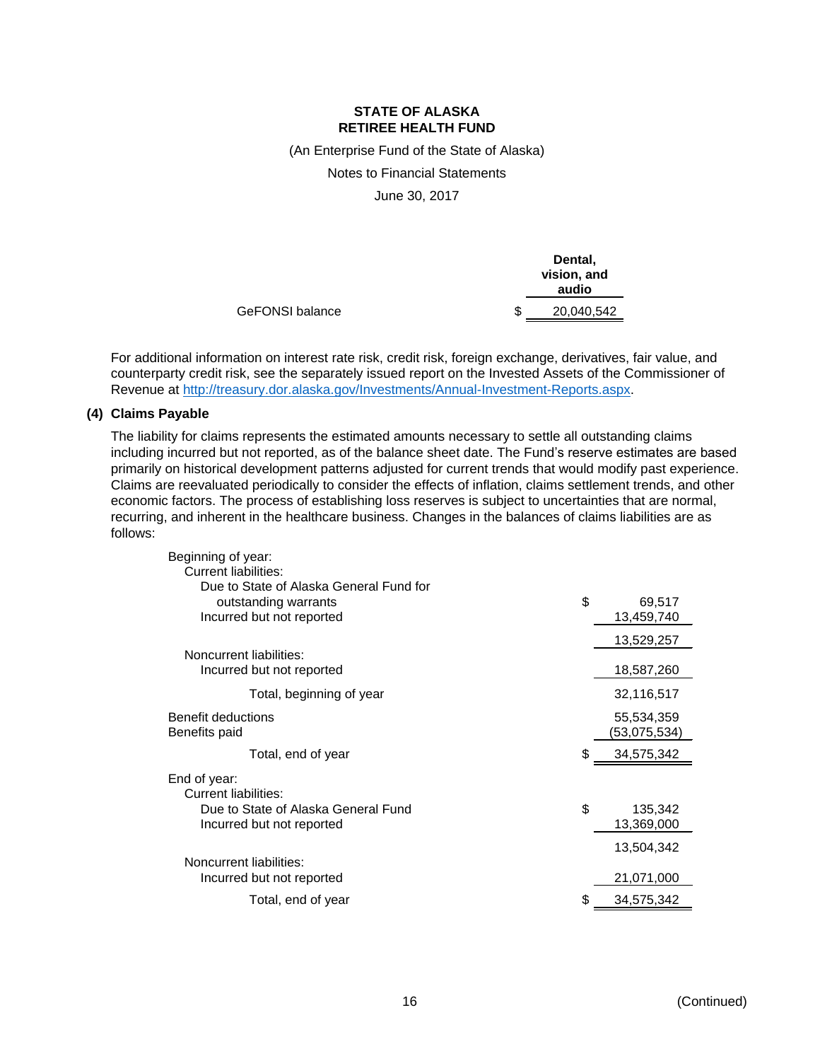| | Dental, vision, and audio |
|---|---|
| GeFONSI balance | $ 20,040,542 |

For additional information on interest rate risk, credit risk, foreign exchange, derivatives, fair value, and counterparty credit risk, see the separately issued report on the Invested Assets of the Commissioner of Revenue at [http://treasury.dor.alaska.gov/Investments/Annual-Investment-Reports.aspx](http://treasury.dor.alaska.gov/Investments/Annual-Investment-Reports.aspx).

## (4) Claims Payable

The liability for claims represents the estimated amounts necessary to settle all outstanding claims including incurred but not reported, as of the balance sheet date. The Fund's reserve estimates are based primarily on historical development patterns adjusted for current trends that would modify past experience. Claims are reevaluated periodically to consider the effects of inflation, claims settlement trends, and other economic factors. The process of establishing loss reserves is subject to uncertainties that are normal, recurring, and inherent in the healthcare business. Changes in the balances of claims liabilities are as follows:

| | |
|---|---|
| Beginning of year: | |
| Current liabilities: | |
| Due to State of Alaska General Fund for outstanding warrants | $ 69,517 |
| Incurred but not reported | 13,459,740 |
| | 13,529,257 |
| Noncurrent liabilities: | |
| Incurred but not reported | 18,587,260 |
| Total, beginning of year | 32,116,517 |
| Benefit deductions | 55,534,359 |
| Benefits paid | (53,075,534) |
| Total, end of year | $ 34,575,342 |
| End of year: | |
| Current liabilities: | |
| Due to State of Alaska General Fund | $ 135,342 |
| Incurred but not reported | 13,369,000 |
| | 13,504,342 |
| Noncurrent liabilities: | |
| Incurred but not reported | 21,071,000 |
| Total, end of year | $ 34,575,342 |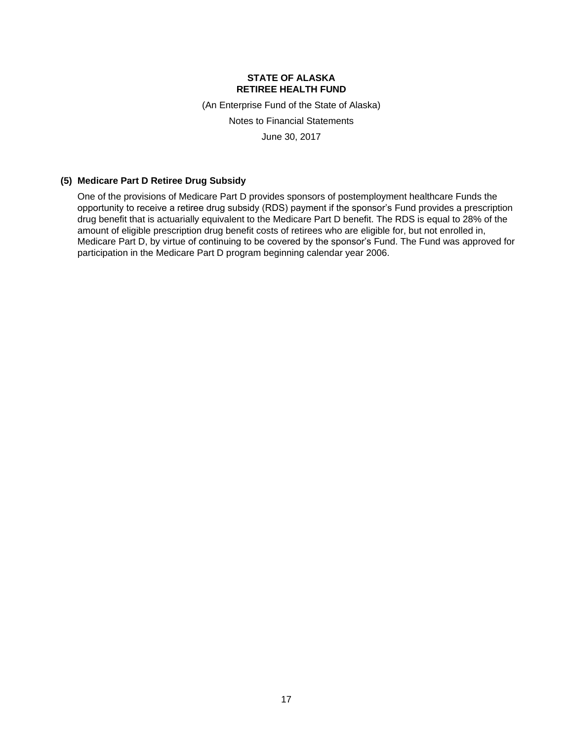**STATE OF ALASKA**
**RETIREE HEALTH FUND**

(An Enterprise Fund of the State of Alaska)

Notes to Financial Statements

June 30, 2017

### (5) Medicare Part D Retiree Drug Subsidy

One of the provisions of Medicare Part D provides sponsors of postemployment healthcare Funds the opportunity to receive a retiree drug subsidy (RDS) payment if the sponsor's Fund provides a prescription drug benefit that is actuarially equivalent to the Medicare Part D benefit. The RDS is equal to 28% of the amount of eligible prescription drug benefit costs of retirees who are eligible for, but not enrolled in, Medicare Part D, by virtue of continuing to be covered by the sponsor's Fund. The Fund was approved for participation in the Medicare Part D program beginning calendar year 2006.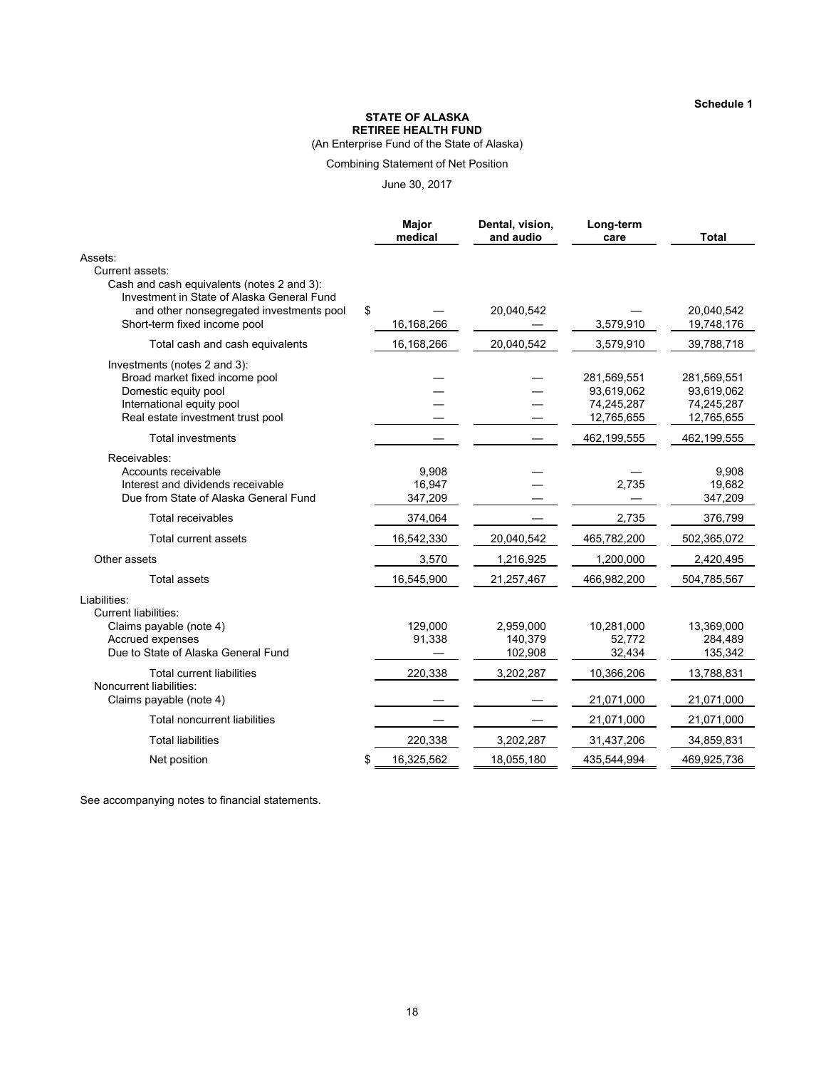**Schedule 1**

**STATE OF ALASKA**
**RETIREE HEALTH FUND**
(An Enterprise Fund of the State of Alaska)

Combining Statement of Net Position

June 30, 2017

| | Major medical | Dental, vision, and audio | Long-term care | Total |
|---|---|---|---|---|
| Assets: | | | | |
| Current assets: | | | | |
| Cash and cash equivalents (notes 2 and 3): | | | | |
| Investment in State of Alaska General Fund and other nonsegregated investments pool | $ — | 20,040,542 | — | 20,040,542 |
| Short-term fixed income pool | 16,168,266 | — | 3,579,910 | 19,748,176 |
| Total cash and cash equivalents | 16,168,266 | 20,040,542 | 3,579,910 | 39,788,718 |
| Investments (notes 2 and 3): | | | | |
| Broad market fixed income pool | — | — | 281,569,551 | 281,569,551 |
| Domestic equity pool | — | — | 93,619,062 | 93,619,062 |
| International equity pool | — | — | 74,245,287 | 74,245,287 |
| Real estate investment trust pool | — | — | 12,765,655 | 12,765,655 |
| Total investments | — | — | 462,199,555 | 462,199,555 |
| Receivables: | | | | |
| Accounts receivable | 9,908 | — | — | 9,908 |
| Interest and dividends receivable | 16,947 | — | 2,735 | 19,682 |
| Due from State of Alaska General Fund | 347,209 | — | — | 347,209 |
| Total receivables | 374,064 | — | 2,735 | 376,799 |
| Total current assets | 16,542,330 | 20,040,542 | 465,782,200 | 502,365,072 |
| Other assets | 3,570 | 1,216,925 | 1,200,000 | 2,420,495 |
| Total assets | 16,545,900 | 21,257,467 | 466,982,200 | 504,785,567 |
| Liabilities: | | | | |
| Current liabilities: | | | | |
| Claims payable (note 4) | 129,000 | 2,959,000 | 10,281,000 | 13,369,000 |
| Accrued expenses | 91,338 | 140,379 | 52,772 | 284,489 |
| Due to State of Alaska General Fund | — | 102,908 | 32,434 | 135,342 |
| Total current liabilities | 220,338 | 3,202,287 | 10,366,206 | 13,788,831 |
| Noncurrent liabilities: | | | | |
| Claims payable (note 4) | — | — | 21,071,000 | 21,071,000 |
| Total noncurrent liabilities | — | — | 21,071,000 | 21,071,000 |
| Total liabilities | 220,338 | 3,202,287 | 31,437,206 | 34,859,831 |
| Net position | $ 16,325,562 | 18,055,180 | 435,544,994 | 469,925,736 |

See accompanying notes to financial statements.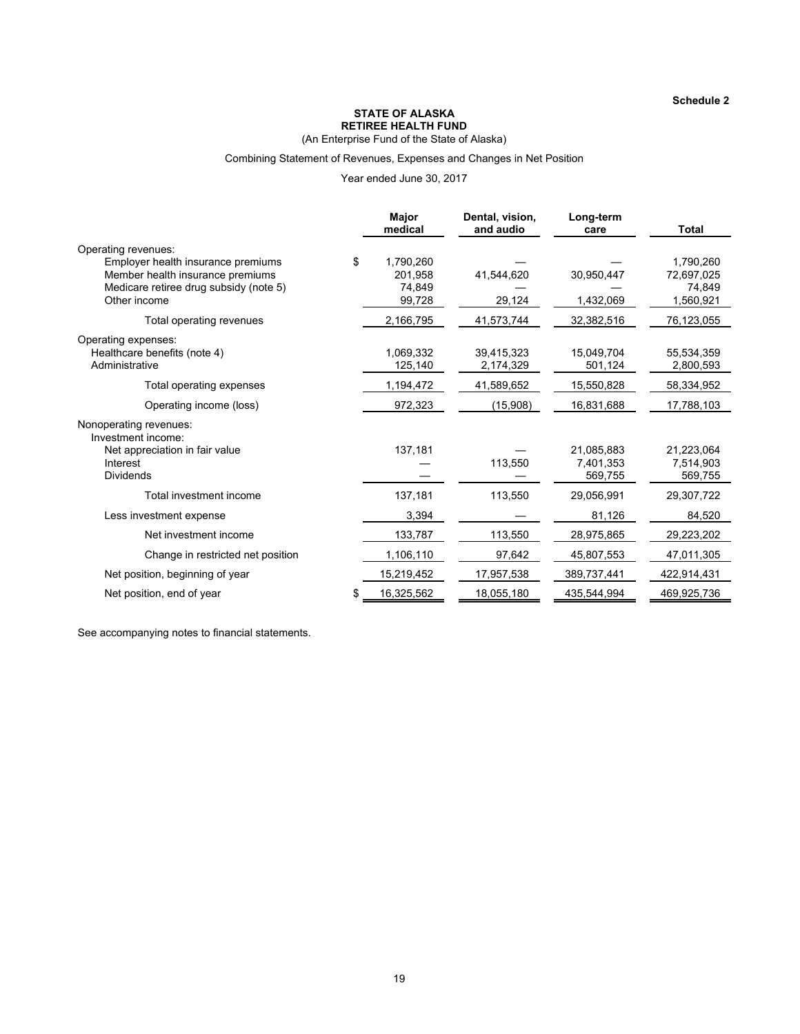Schedule 2

**STATE OF ALASKA**
**RETIREE HEALTH FUND**
(An Enterprise Fund of the State of Alaska)

Combining Statement of Revenues, Expenses and Changes in Net Position

Year ended June 30, 2017

| | Major medical | Dental, vision, and audio | Long-term care | Total |
|---|---|---|---|---|
| Operating revenues: | | | | |
| Employer health insurance premiums | $ 1,790,260 | — | — | 1,790,260 |
| Member health insurance premiums | 201,958 | 41,544,620 | 30,950,447 | 72,697,025 |
| Medicare retiree drug subsidy (note 5) | 74,849 | — | — | 74,849 |
| Other income | 99,728 | 29,124 | 1,432,069 | 1,560,921 |
| Total operating revenues | 2,166,795 | 41,573,744 | 32,382,516 | 76,123,055 |
| Operating expenses: | | | | |
| Healthcare benefits (note 4) | 1,069,332 | 39,415,323 | 15,049,704 | 55,534,359 |
| Administrative | 125,140 | 2,174,329 | 501,124 | 2,800,593 |
| Total operating expenses | 1,194,472 | 41,589,652 | 15,550,828 | 58,334,952 |
| Operating income (loss) | 972,323 | (15,908) | 16,831,688 | 17,788,103 |
| Nonoperating revenues: | | | | |
| Investment income: | | | | |
| Net appreciation in fair value | 137,181 | — | 21,085,883 | 21,223,064 |
| Interest | — | 113,550 | 7,401,353 | 7,514,903 |
| Dividends | — | — | 569,755 | 569,755 |
| Total investment income | 137,181 | 113,550 | 29,056,991 | 29,307,722 |
| Less investment expense | 3,394 | — | 81,126 | 84,520 |
| Net investment income | 133,787 | 113,550 | 28,975,865 | 29,223,202 |
| Change in restricted net position | 1,106,110 | 97,642 | 45,807,553 | 47,011,305 |
| Net position, beginning of year | 15,219,452 | 17,957,538 | 389,737,441 | 422,914,431 |
| Net position, end of year | $ 16,325,562 | 18,055,180 | 435,544,994 | 469,925,736 |

See accompanying notes to financial statements.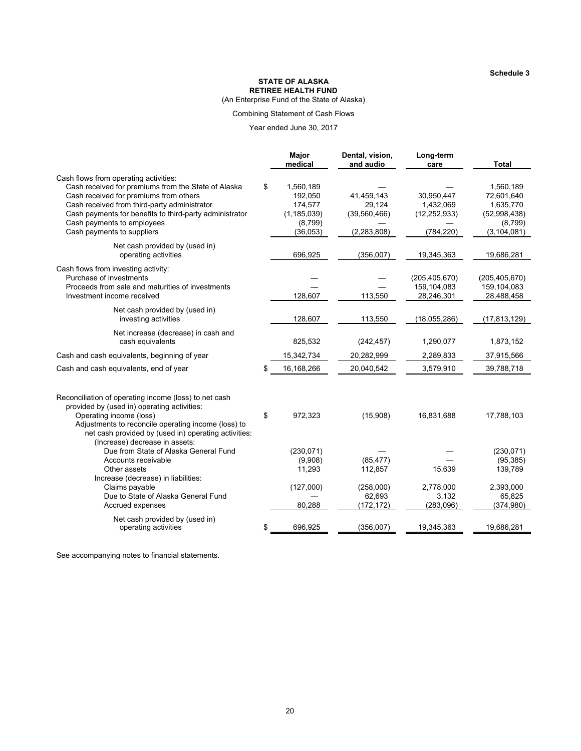Schedule 3

**STATE OF ALASKA**
**RETIREE HEALTH FUND**
(An Enterprise Fund of the State of Alaska)

Combining Statement of Cash Flows

Year ended June 30, 2017

| | Major medical | Dental, vision, and audio | Long-term care | Total |
|---|---|---|---|---|
| Cash flows from operating activities: | | | | |
| Cash received for premiums from the State of Alaska | $ 1,560,189 | — | — | 1,560,189 |
| Cash received for premiums from others | 192,050 | 41,459,143 | 30,950,447 | 72,601,640 |
| Cash received from third-party administrator | 174,577 | 29,124 | 1,432,069 | 1,635,770 |
| Cash payments for benefits to third-party administrator | (1,185,039) | (39,560,466) | (12,252,933) | (52,998,438) |
| Cash payments to employees | (8,799) | — | — | (8,799) |
| Cash payments to suppliers | (36,053) | (2,283,808) | (784,220) | (3,104,081) |
| Net cash provided by (used in) operating activities | 696,925 | (356,007) | 19,345,363 | 19,686,281 |
| Cash flows from investing activity: | | | | |
| Purchase of investments | — | — | (205,405,670) | (205,405,670) |
| Proceeds from sale and maturities of investments | — | — | 159,104,083 | 159,104,083 |
| Investment income received | 128,607 | 113,550 | 28,246,301 | 28,488,458 |
| Net cash provided by (used in) investing activities | 128,607 | 113,550 | (18,055,286) | (17,813,129) |
| Net increase (decrease) in cash and cash equivalents | 825,532 | (242,457) | 1,290,077 | 1,873,152 |
| Cash and cash equivalents, beginning of year | 15,342,734 | 20,282,999 | 2,289,833 | 37,915,566 |
| Cash and cash equivalents, end of year | $ 16,168,266 | 20,040,542 | 3,579,910 | 39,788,718 |
| Reconciliation of operating income (loss) to net cash provided by (used in) operating activities: | | | | |
| Operating income (loss) | $ 972,323 | (15,908) | 16,831,688 | 17,788,103 |
| Adjustments to reconcile operating income (loss) to net cash provided by (used in) operating activities: | | | | |
| (Increase) decrease in assets: | | | | |
| Due from State of Alaska General Fund | (230,071) | — | — | (230,071) |
| Accounts receivable | (9,908) | (85,477) | — | (95,385) |
| Other assets | 11,293 | 112,857 | 15,639 | 139,789 |
| Increase (decrease) in liabilities: | | | | |
| Claims payable | (127,000) | (258,000) | 2,778,000 | 2,393,000 |
| Due to State of Alaska General Fund | — | 62,693 | 3,132 | 65,825 |
| Accrued expenses | 80,288 | (172,172) | (283,096) | (374,980) |
| Net cash provided by (used in) operating activities | $ 696,925 | (356,007) | 19,345,363 | 19,686,281 |

See accompanying notes to financial statements.